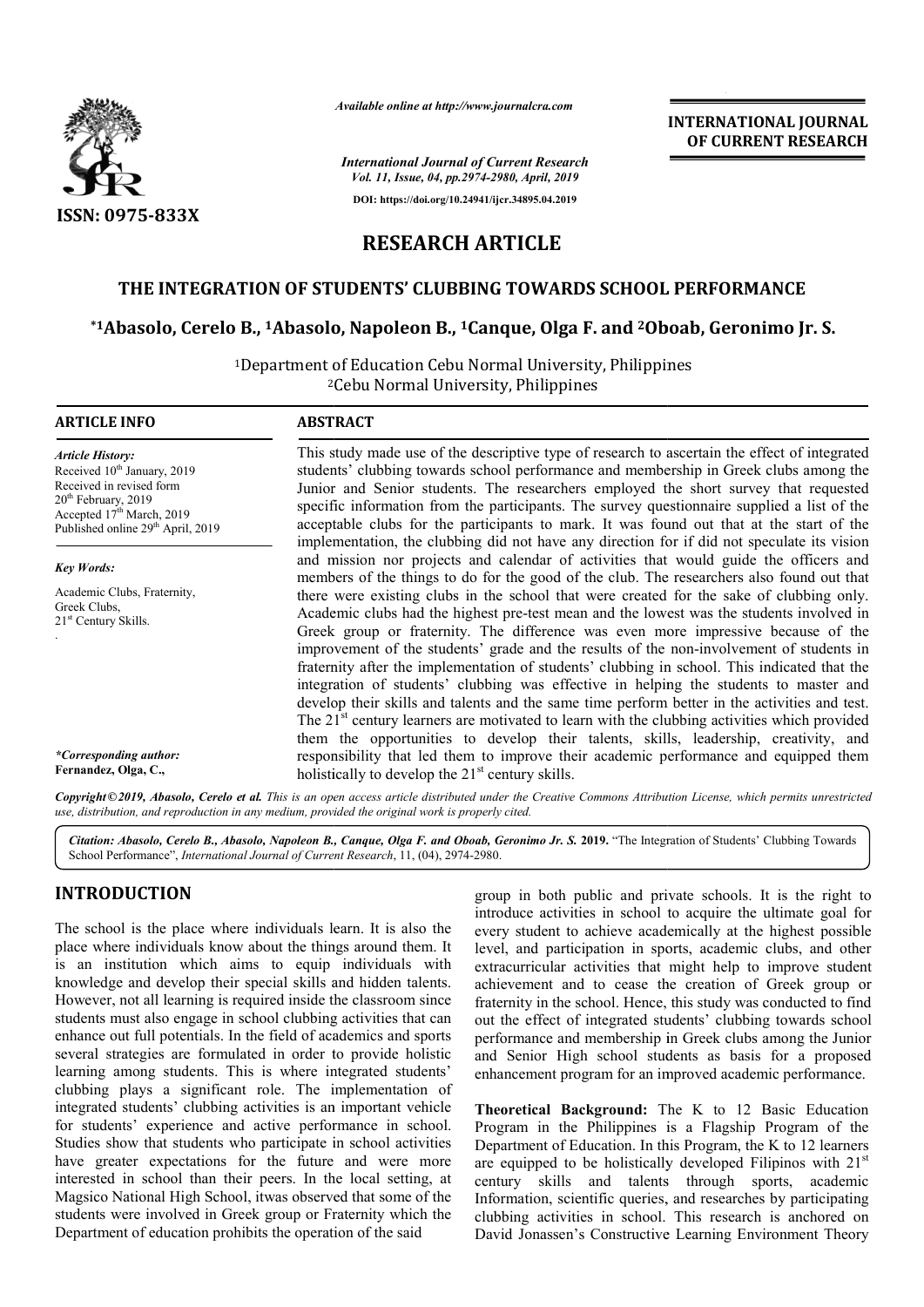# RESEARCH ARTICLE

## THE INTEGRATION OF STUDENTS' CLUBBING TOWARDS SCHOOL PERFORMANCE

**\*[1]Abasolo, Cerelo B., [1]Abasolo, Napoleon B., [1]Canque, Olga F. and [2]Oboab, Geronimo Jr. S.**

[1]Department of Education Cebu Normal University, Philippines
[2]Cebu Normal University, Philippines

### ARTICLE INFO

*Article History:*
Received 10th January, 2019
Received in revised form 20th February, 2019
Accepted 17th March, 2019
Published online 29th April, 2019

*Key Words:*
Academic Clubs, Fraternity, Greek Clubs, 21st Century Skills.

*\*Corresponding author:*
**Fernandez, Olga, C.,**

### ABSTRACT

This study made use of the descriptive type of research to ascertain the effect of integrated students' clubbing towards school performance and membership in Greek clubs among the Junior and Senior students. The researchers employed the short survey that requested specific information from the participants. The survey questionnaire supplied a list of the acceptable clubs for the participants to mark. It was found out that at the start of the implementation, the clubbing did not have any direction for if did not speculate its vision and mission nor projects and calendar of activities that would guide the officers and members of the things to do for the good of the club. The researchers also found out that there were existing clubs in the school that were created for the sake of clubbing only. Academic clubs had the highest pre-test mean and the lowest was the students involved in Greek group or fraternity. The difference was even more impressive because of the improvement of the students' grade and the results of the non-involvement of students in fraternity after the implementation of students' clubbing in school. This indicated that the integration of students' clubbing was effective in helping the students to master and develop their skills and talents and the same time perform better in the activities and test. The 21st century learners are motivated to learn with the clubbing activities which provided them the opportunities to develop their talents, skills, leadership, creativity, and responsibility that led them to improve their academic performance and equipped them holistically to develop the 21st century skills.

*Copyright©2019, Abasolo, Cerelo et al. This is an open access article distributed under the Creative Commons Attribution License, which permits unrestricted use, distribution, and reproduction in any medium, provided the original work is properly cited.*

*Citation: Abasolo, Cerelo B., Abasolo, Napoleon B., Canque, Olga F. and Oboab, Geronimo Jr. S.* **2019.** "The Integration of Students' Clubbing Towards School Performance", *International Journal of Current Research*, 11, (04), 2974-2980.

## INTRODUCTION

The school is the place where individuals learn. It is also the place where individuals know about the things around them. It is an institution which aims to equip individuals with knowledge and develop their special skills and hidden talents. However, not all learning is required inside the classroom since students must also engage in school clubbing activities that can enhance out full potentials. In the field of academics and sports several strategies are formulated in order to provide holistic learning among students. This is where integrated students' clubbing plays a significant role. The implementation of integrated students' clubbing activities is an important vehicle for students' experience and active performance in school. Studies show that students who participate in school activities have greater expectations for the future and were more interested in school than their peers. In the local setting, at Magsico National High School, itwas observed that some of the students were involved in Greek group or Fraternity which the Department of education prohibits the operation of the said group in both public and private schools. It is the right to introduce activities in school to acquire the ultimate goal for every student to achieve academically at the highest possible level, and participation in sports, academic clubs, and other extracurricular activities that might help to improve student achievement and to cease the creation of Greek group or fraternity in the school. Hence, this study was conducted to find out the effect of integrated students' clubbing towards school performance and membership in Greek clubs among the Junior and Senior High school students as basis for a proposed enhancement program for an improved academic performance.

**Theoretical Background:** The K to 12 Basic Education Program in the Philippines is a Flagship Program of the Department of Education. In this Program, the K to 12 learners are equipped to be holistically developed Filipinos with 21st century skills and talents through sports, academic Information, scientific queries, and researches by participating clubbing activities in school. This research is anchored on David Jonassen's Constructive Learning Environment Theory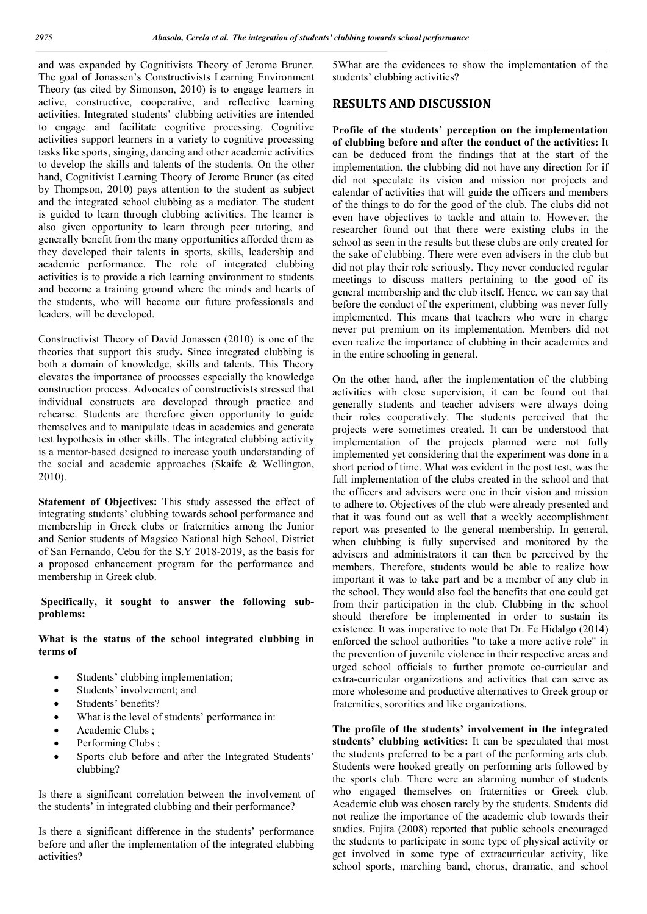and was expanded by Cognitivists Theory of Jerome Bruner. The goal of Jonassen's Constructivists Learning Environment Theory (as cited by Simonson, 2010) is to engage learners in active, constructive, cooperative, and reflective learning activities. Integrated students' clubbing activities are intended to engage and facilitate cognitive processing. Cognitive activities support learners in a variety to cognitive processing tasks like sports, singing, dancing and other academic activities to develop the skills and talents of the students. On the other hand, Cognitivist Learning Theory of Jerome Bruner (as cited by Thompson, 2010) pays attention to the student as subject and the integrated school clubbing as a mediator. The student is guided to learn through clubbing activities. The learner is also given opportunity to learn through peer tutoring, and generally benefit from the many opportunities afforded them as they developed their talents in sports, skills, leadership and academic performance. The role of integrated clubbing activities is to provide a rich learning environment to students and become a training ground where the minds and hearts of the students, who will become our future professionals and leaders, will be developed.

Constructivist Theory of David Jonassen (2010) is one of the theories that support this study**.** Since integrated clubbing is both a domain of knowledge, skills and talents. This Theory elevates the importance of processes especially the knowledge construction process. Advocates of constructivists stressed that individual constructs are developed through practice and rehearse. Students are therefore given opportunity to guide themselves and to manipulate ideas in academics and generate test hypothesis in other skills. The integrated clubbing activity is a mentor-based designed to increase youth understanding of the social and academic approaches (Skaife & Wellington, 2010).

**Statement of Objectives:** This study assessed the effect of integrating students' clubbing towards school performance and membership in Greek clubs or fraternities among the Junior and Senior students of Magsico National high School, District of San Fernando, Cebu for the S.Y 2018-2019, as the basis for a proposed enhancement program for the performance and membership in Greek club.

**Specifically, it sought to answer the following sub-problems:**

**What is the status of the school integrated clubbing in terms of**

- Students' clubbing implementation;
- Students' involvement; and
- Students' benefits?
- What is the level of students' performance in:
- Academic Clubs ;
- Performing Clubs ;
- Sports club before and after the Integrated Students' clubbing?

Is there a significant correlation between the involvement of the students' in integrated clubbing and their performance?

Is there a significant difference in the students' performance before and after the implementation of the integrated clubbing activities?

5What are the evidences to show the implementation of the students' clubbing activities?

## RESULTS AND DISCUSSION

**Profile of the students' perception on the implementation of clubbing before and after the conduct of the activities:** It can be deduced from the findings that at the start of the implementation, the clubbing did not have any direction for if did not speculate its vision and mission nor projects and calendar of activities that will guide the officers and members of the things to do for the good of the club. The clubs did not even have objectives to tackle and attain to. However, the researcher found out that there were existing clubs in the school as seen in the results but these clubs are only created for the sake of clubbing. There were even advisers in the club but did not play their role seriously. They never conducted regular meetings to discuss matters pertaining to the good of its general membership and the club itself. Hence, we can say that before the conduct of the experiment, clubbing was never fully implemented. This means that teachers who were in charge never put premium on its implementation. Members did not even realize the importance of clubbing in their academics and in the entire schooling in general.

On the other hand, after the implementation of the clubbing activities with close supervision, it can be found out that generally students and teacher advisers were always doing their roles cooperatively. The students perceived that the projects were sometimes created. It can be understood that implementation of the projects planned were not fully implemented yet considering that the experiment was done in a short period of time. What was evident in the post test, was the full implementation of the clubs created in the school and that the officers and advisers were one in their vision and mission to adhere to. Objectives of the club were already presented and that it was found out as well that a weekly accomplishment report was presented to the general membership. In general, when clubbing is fully supervised and monitored by the advisers and administrators it can then be perceived by the members. Therefore, students would be able to realize how important it was to take part and be a member of any club in the school. They would also feel the benefits that one could get from their participation in the club. Clubbing in the school should therefore be implemented in order to sustain its existence. It was imperative to note that Dr. Fe Hidalgo (2014) enforced the school authorities "to take a more active role" in the prevention of juvenile violence in their respective areas and urged school officials to further promote co-curricular and extra-curricular organizations and activities that can serve as more wholesome and productive alternatives to Greek group or fraternities, sororities and like organizations.

**The profile of the students' involvement in the integrated students' clubbing activities:** It can be speculated that most the students preferred to be a part of the performing arts club. Students were hooked greatly on performing arts followed by the sports club. There were an alarming number of students who engaged themselves on fraternities or Greek club. Academic club was chosen rarely by the students. Students did not realize the importance of the academic club towards their studies. Fujita (2008) reported that public schools encouraged the students to participate in some type of physical activity or get involved in some type of extracurricular activity, like school sports, marching band, chorus, dramatic, and school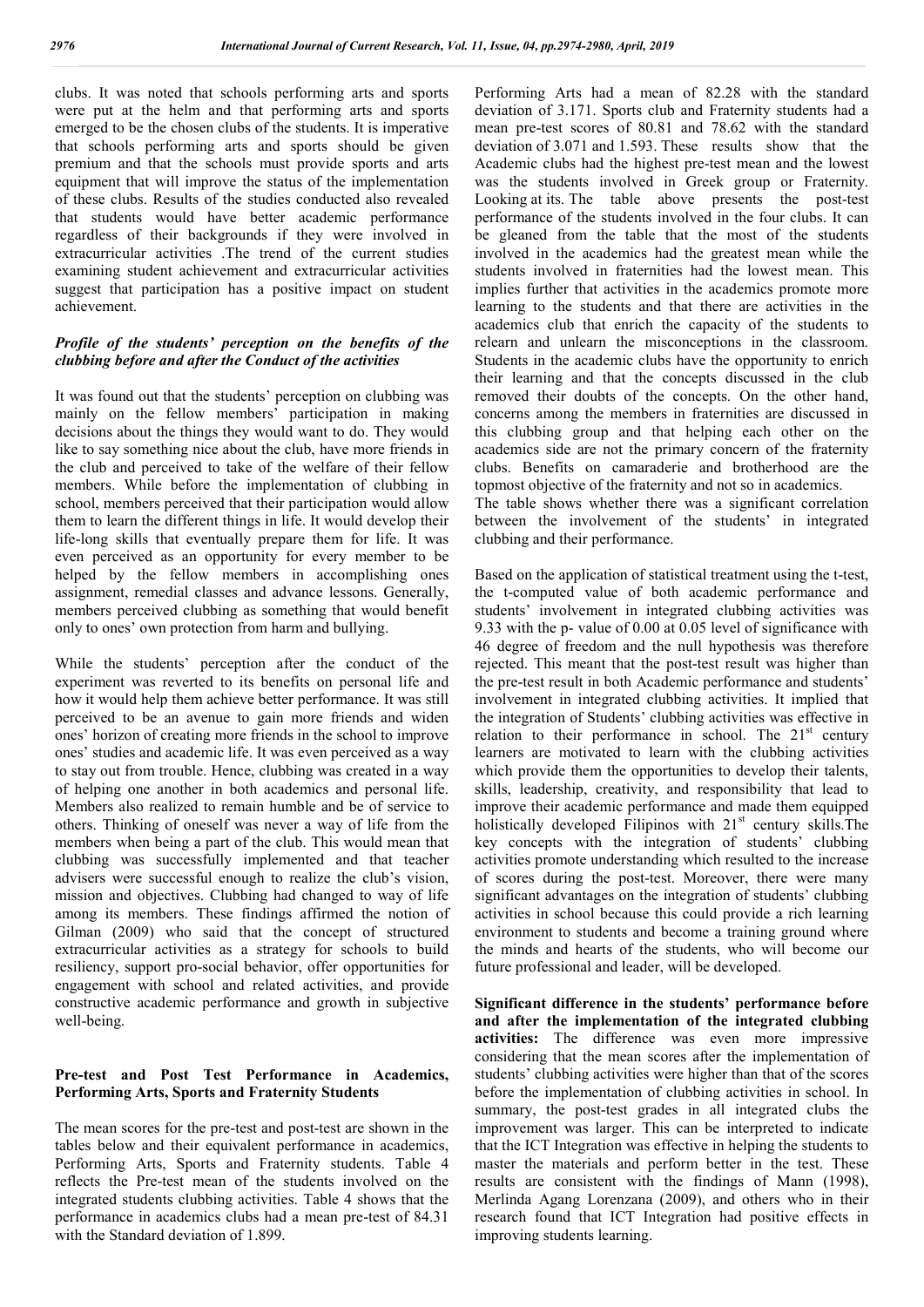clubs. It was noted that schools performing arts and sports were put at the helm and that performing arts and sports emerged to be the chosen clubs of the students. It is imperative that schools performing arts and sports should be given premium and that the schools must provide sports and arts equipment that will improve the status of the implementation of these clubs. Results of the studies conducted also revealed that students would have better academic performance regardless of their backgrounds if they were involved in extracurricular activities .The trend of the current studies examining student achievement and extracurricular activities suggest that participation has a positive impact on student achievement.

### *Profile of the students' perception on the benefits of the clubbing before and after the Conduct of the activities*

It was found out that the students' perception on clubbing was mainly on the fellow members' participation in making decisions about the things they would want to do. They would like to say something nice about the club, have more friends in the club and perceived to take of the welfare of their fellow members. While before the implementation of clubbing in school, members perceived that their participation would allow them to learn the different things in life. It would develop their life-long skills that eventually prepare them for life. It was even perceived as an opportunity for every member to be helped by the fellow members in accomplishing ones assignment, remedial classes and advance lessons. Generally, members perceived clubbing as something that would benefit only to ones' own protection from harm and bullying.

While the students' perception after the conduct of the experiment was reverted to its benefits on personal life and how it would help them achieve better performance. It was still perceived to be an avenue to gain more friends and widen ones' horizon of creating more friends in the school to improve ones' studies and academic life. It was even perceived as a way to stay out from trouble. Hence, clubbing was created in a way of helping one another in both academics and personal life. Members also realized to remain humble and be of service to others. Thinking of oneself was never a way of life from the members when being a part of the club. This would mean that clubbing was successfully implemented and that teacher advisers were successful enough to realize the club's vision, mission and objectives. Clubbing had changed to way of life among its members. These findings affirmed the notion of Gilman (2009) who said that the concept of structured extracurricular activities as a strategy for schools to build resiliency, support pro-social behavior, offer opportunities for engagement with school and related activities, and provide constructive academic performance and growth in subjective well-being.

### Pre-test and Post Test Performance in Academics, Performing Arts, Sports and Fraternity Students

The mean scores for the pre-test and post-test are shown in the tables below and their equivalent performance in academics, Performing Arts, Sports and Fraternity students. Table 4 reflects the Pre-test mean of the students involved on the integrated students clubbing activities. Table 4 shows that the performance in academics clubs had a mean pre-test of 84.31 with the Standard deviation of 1.899.

Performing Arts had a mean of 82.28 with the standard deviation of 3.171. Sports club and Fraternity students had a mean pre-test scores of 80.81 and 78.62 with the standard deviation of 3.071 and 1.593. These results show that the Academic clubs had the highest pre-test mean and the lowest was the students involved in Greek group or Fraternity. Looking at its. The table above presents the post-test performance of the students involved in the four clubs. It can be gleaned from the table that the most of the students involved in the academics had the greatest mean while the students involved in fraternities had the lowest mean. This implies further that activities in the academics promote more learning to the students and that there are activities in the academics club that enrich the capacity of the students to relearn and unlearn the misconceptions in the classroom. Students in the academic clubs have the opportunity to enrich their learning and that the concepts discussed in the club removed their doubts of the concepts. On the other hand, concerns among the members in fraternities are discussed in this clubbing group and that helping each other on the academics side are not the primary concern of the fraternity clubs. Benefits on camaraderie and brotherhood are the topmost objective of the fraternity and not so in academics.

The table shows whether there was a significant correlation between the involvement of the students' in integrated clubbing and their performance.

Based on the application of statistical treatment using the t-test, the t-computed value of both academic performance and students' involvement in integrated clubbing activities was 9.33 with the p- value of 0.00 at 0.05 level of significance with 46 degree of freedom and the null hypothesis was therefore rejected. This meant that the post-test result was higher than the pre-test result in both Academic performance and students' involvement in integrated clubbing activities. It implied that the integration of Students' clubbing activities was effective in relation to their performance in school. The 21st century learners are motivated to learn with the clubbing activities which provide them the opportunities to develop their talents, skills, leadership, creativity, and responsibility that lead to improve their academic performance and made them equipped holistically developed Filipinos with 21st century skills.The key concepts with the integration of students' clubbing activities promote understanding which resulted to the increase of scores during the post-test. Moreover, there were many significant advantages on the integration of students' clubbing activities in school because this could provide a rich learning environment to students and become a training ground where the minds and hearts of the students, who will become our future professional and leader, will be developed.

**Significant difference in the students' performance before and after the implementation of the integrated clubbing activities:** The difference was even more impressive considering that the mean scores after the implementation of students' clubbing activities were higher than that of the scores before the implementation of clubbing activities in school. In summary, the post-test grades in all integrated clubs the improvement was larger. This can be interpreted to indicate that the ICT Integration was effective in helping the students to master the materials and perform better in the test. These results are consistent with the findings of Mann (1998), Merlinda Agang Lorenzana (2009), and others who in their research found that ICT Integration had positive effects in improving students learning.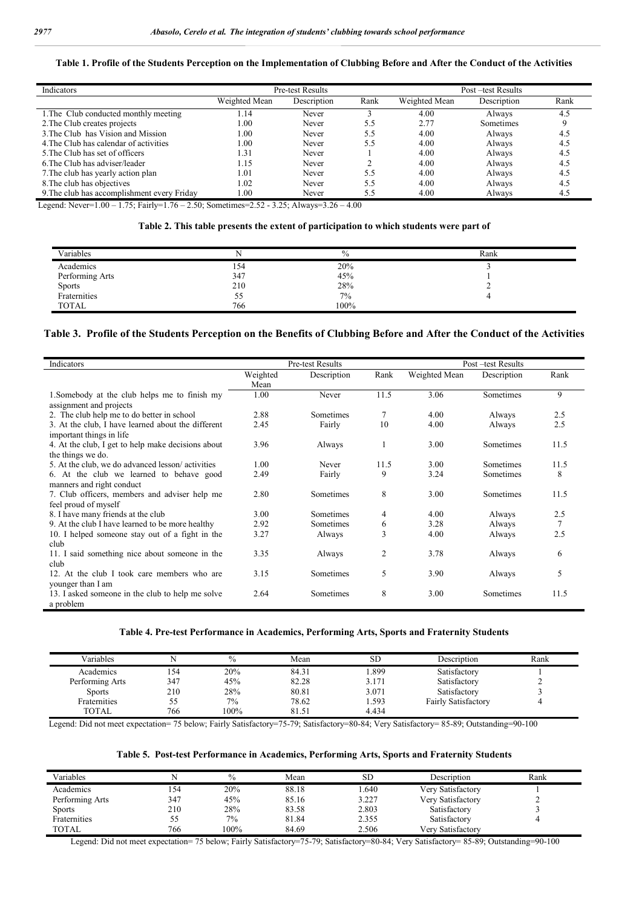**Table 1. Profile of the Students Perception on the Implementation of Clubbing Before and After the Conduct of the Activities**

| Indicators | Pre-test Results | | | Post –test Results | | |
|---|---|---|---|---|---|---|
| | Weighted Mean | Description | Rank | Weighted Mean | Description | Rank |
| 1.The Club conducted monthly meeting | 1.14 | Never | 3 | 4.00 | Always | 4.5 |
| 2.The Club creates projects | 1.00 | Never | 5.5 | 2.77 | Sometimes | 9 |
| 3.The Club has Vision and Mission | 1.00 | Never | 5.5 | 4.00 | Always | 4.5 |
| 4.The Club has calendar of activities | 1.00 | Never | 5.5 | 4.00 | Always | 4.5 |
| 5.The Club has set of officers | 1.31 | Never | 1 | 4.00 | Always | 4.5 |
| 6.The Club has adviser/leader | 1.15 | Never | 2 | 4.00 | Always | 4.5 |
| 7.The club has yearly action plan | 1.01 | Never | 5.5 | 4.00 | Always | 4.5 |
| 8.The club has objectives | 1.02 | Never | 5.5 | 4.00 | Always | 4.5 |
| 9.The club has accomplishment every Friday | 1.00 | Never | 5.5 | 4.00 | Always | 4.5 |

Legend: Never=1.00 – 1.75; Fairly=1.76 – 2.50; Sometimes=2.52 - 3.25; Always=3.26 – 4.00

**Table 2. This table presents the extent of participation to which students were part of**

| Variables | N | % | Rank |
|---|---|---|---|
| Academics | 154 | 20% | 3 |
| Performing Arts | 347 | 45% | 1 |
| Sports | 210 | 28% | 2 |
| Fraternities | 55 | 7% | 4 |
| TOTAL | 766 | 100% | |

**Table 3. Profile of the Students Perception on the Benefits of Clubbing Before and After the Conduct of the Activities**

| Indicators | Pre-test Results | | | Post –test Results | | |
|---|---|---|---|---|---|---|
| | Weighted Mean | Description | Rank | Weighted Mean | Description | Rank |
| 1.Somebody at the club helps me to finish my assignment and projects | 1.00 | Never | 11.5 | 3.06 | Sometimes | 9 |
| 2. The club help me to do better in school | 2.88 | Sometimes | 7 | 4.00 | Always | 2.5 |
| 3. At the club, I have learned about the different important things in life | 2.45 | Fairly | 10 | 4.00 | Always | 2.5 |
| 4. At the club, I get to help make decisions about the things we do. | 3.96 | Always | 1 | 3.00 | Sometimes | 11.5 |
| 5. At the club, we do advanced lesson/ activities | 1.00 | Never | 11.5 | 3.00 | Sometimes | 11.5 |
| 6. At the club we learned to behave good manners and right conduct | 2.49 | Fairly | 9 | 3.24 | Sometimes | 8 |
| 7. Club officers, members and adviser help me feel proud of myself | 2.80 | Sometimes | 8 | 3.00 | Sometimes | 11.5 |
| 8. I have many friends at the club | 3.00 | Sometimes | 4 | 4.00 | Always | 2.5 |
| 9. At the club I have learned to be more healthy | 2.92 | Sometimes | 6 | 3.28 | Always | 7 |
| 10. I helped someone stay out of a fight in the club | 3.27 | Always | 3 | 4.00 | Always | 2.5 |
| 11. I said something nice about someone in the club | 3.35 | Always | 2 | 3.78 | Always | 6 |
| 12. At the club I took care members who are younger than I am | 3.15 | Sometimes | 5 | 3.90 | Always | 5 |
| 13. I asked someone in the club to help me solve a problem | 2.64 | Sometimes | 8 | 3.00 | Sometimes | 11.5 |

**Table 4. Pre-test Performance in Academics, Performing Arts, Sports and Fraternity Students**

| Variables | N | % | Mean | SD | Description | Rank |
|---|---|---|---|---|---|---|
| Academics | 154 | 20% | 84.31 | 1.899 | Satisfactory | 1 |
| Performing Arts | 347 | 45% | 82.28 | 3.171 | Satisfactory | 2 |
| Sports | 210 | 28% | 80.81 | 3.071 | Satisfactory | 3 |
| Fraternities | 55 | 7% | 78.62 | 1.593 | Fairly Satisfactory | 4 |
| TOTAL | 766 | 100% | 81.51 | 4.434 | | |

Legend: Did not meet expectation= 75 below; Fairly Satisfactory=75-79; Satisfactory=80-84; Very Satisfactory= 85-89; Outstanding=90-100

**Table 5. Post-test Performance in Academics, Performing Arts, Sports and Fraternity Students**

| Variables | N | % | Mean | SD | Description | Rank |
|---|---|---|---|---|---|---|
| Academics | 154 | 20% | 88.18 | 1.640 | Very Satisfactory | 1 |
| Performing Arts | 347 | 45% | 85.16 | 3.227 | Very Satisfactory | 2 |
| Sports | 210 | 28% | 83.58 | 2.803 | Satisfactory | 3 |
| Fraternities | 55 | 7% | 81.84 | 2.355 | Satisfactory | 4 |
| TOTAL | 766 | 100% | 84.69 | 2.506 | Very Satisfactory | |

Legend: Did not meet expectation= 75 below; Fairly Satisfactory=75-79; Satisfactory=80-84; Very Satisfactory= 85-89; Outstanding=90-100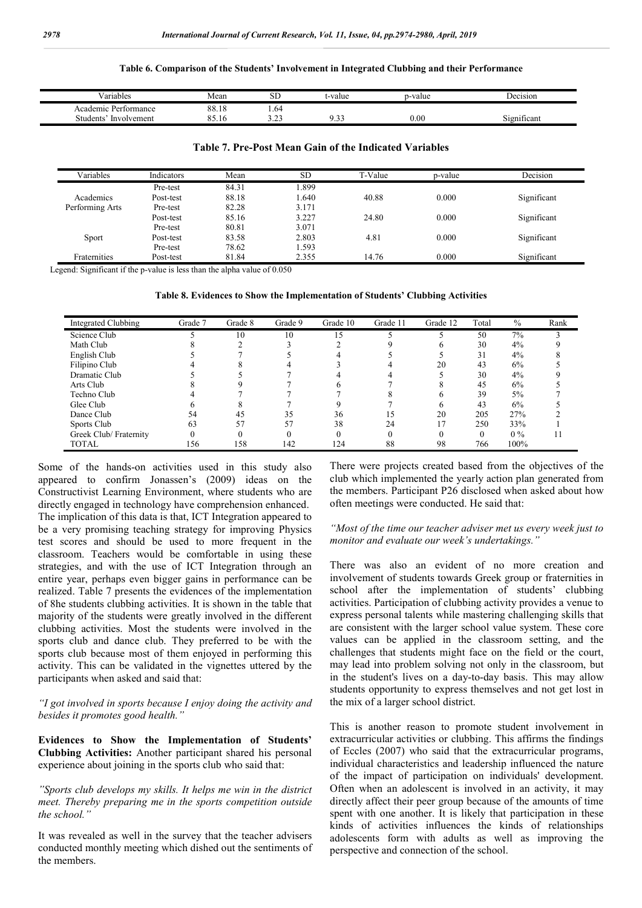**Table 6. Comparison of the Students' Involvement in Integrated Clubbing and their Performance**

| Variables | Mean | SD | t-value | p-value | Decision |
|---|---|---|---|---|---|
| Academic Performance | 88.18 | 1.64 | | | |
| Students' Involvement | 85.16 | 3.23 | 9.33 | 0.00 | Significant |

**Table 7. Pre-Post Mean Gain of the Indicated Variables**

| Variables | Indicators | Mean | SD | T-Value | p-value | Decision |
|---|---|---|---|---|---|---|
| | Pre-test | 84.31 | 1.899 | | | |
| Academics | Post-test | 88.18 | 1.640 | 40.88 | 0.000 | Significant |
| Performing Arts | Pre-test | 82.28 | 3.171 | | | |
| | Post-test | 85.16 | 3.227 | 24.80 | 0.000 | Significant |
| | Pre-test | 80.81 | 3.071 | | | |
| Sport | Post-test | 83.58 | 2.803 | 4.81 | 0.000 | Significant |
| | Pre-test | 78.62 | 1.593 | | | |
| Fraternities | Post-test | 81.84 | 2.355 | 14.76 | 0.000 | Significant |

Legend: Significant if the p-value is less than the alpha value of 0.050

**Table 8. Evidences to Show the Implementation of Students' Clubbing Activities**

| Integrated Clubbing | Grade 7 | Grade 8 | Grade 9 | Grade 10 | Grade 11 | Grade 12 | Total | % | Rank |
|---|---|---|---|---|---|---|---|---|---|
| Science Club | 5 | 10 | 10 | 15 | 5 | 5 | 50 | 7% | 3 |
| Math Club | 8 | 2 | 3 | 2 | 9 | 6 | 30 | 4% | 9 |
| English Club | 5 | 7 | 5 | 4 | 5 | 5 | 31 | 4% | 8 |
| Filipino Club | 4 | 8 | 4 | 3 | 4 | 20 | 43 | 6% | 5 |
| Dramatic Club | 5 | 5 | 7 | 4 | 4 | 5 | 30 | 4% | 9 |
| Arts Club | 8 | 9 | 7 | 6 | 7 | 8 | 45 | 6% | 5 |
| Techno Club | 4 | 7 | 7 | 7 | 8 | 6 | 39 | 5% | 7 |
| Glee Club | 6 | 8 | 7 | 9 | 7 | 6 | 43 | 6% | 5 |
| Dance Club | 54 | 45 | 35 | 36 | 15 | 20 | 205 | 27% | 2 |
| Sports Club | 63 | 57 | 57 | 38 | 24 | 17 | 250 | 33% | 1 |
| Greek Club/ Fraternity | 0 | 0 | 0 | 0 | 0 | 0 | 0 | 0 % | 11 |
| TOTAL | 156 | 158 | 142 | 124 | 88 | 98 | 766 | 100% | |

Some of the hands-on activities used in this study also appeared to confirm Jonassen's (2009) ideas on the Constructivist Learning Environment, where students who are directly engaged in technology have comprehension enhanced. The implication of this data is that, ICT Integration appeared to be a very promising teaching strategy for improving Physics test scores and should be used to more frequent in the classroom. Teachers would be comfortable in using these strategies, and with the use of ICT Integration through an entire year, perhaps even bigger gains in performance can be realized. Table 7 presents the evidences of the implementation of 8he students clubbing activities. It is shown in the table that majority of the students were greatly involved in the different clubbing activities. Most the students were involved in the sports club and dance club. They preferred to be with the sports club because most of them enjoyed in performing this activity. This can be validated in the vignettes uttered by the participants when asked and said that:

*"I got involved in sports because I enjoy doing the activity and besides it promotes good health."*

**Evidences to Show the Implementation of Students' Clubbing Activities:** Another participant shared his personal experience about joining in the sports club who said that:

*"Sports club develops my skills. It helps me win in the district meet. Thereby preparing me in the sports competition outside the school."*

It was revealed as well in the survey that the teacher advisers conducted monthly meeting which dished out the sentiments of the members. There were projects created based from the objectives of the club which implemented the yearly action plan generated from the members. Participant P26 disclosed when asked about how often meetings were conducted. He said that:

*"Most of the time our teacher adviser met us every week just to monitor and evaluate our week's undertakings."*

There was also an evident of no more creation and involvement of students towards Greek group or fraternities in school after the implementation of students' clubbing activities. Participation of clubbing activity provides a venue to express personal talents while mastering challenging skills that are consistent with the larger school value system. These core values can be applied in the classroom setting, and the challenges that students might face on the field or the court, may lead into problem solving not only in the classroom, but in the student's lives on a day-to-day basis. This may allow students opportunity to express themselves and not get lost in the mix of a larger school district.

This is another reason to promote student involvement in extracurricular activities or clubbing. This affirms the findings of Eccles (2007) who said that the extracurricular programs, individual characteristics and leadership influenced the nature of the impact of participation on individuals' development. Often when an adolescent is involved in an activity, it may directly affect their peer group because of the amounts of time spent with one another. It is likely that participation in these kinds of activities influences the kinds of relationships adolescents form with adults as well as improving the perspective and connection of the school.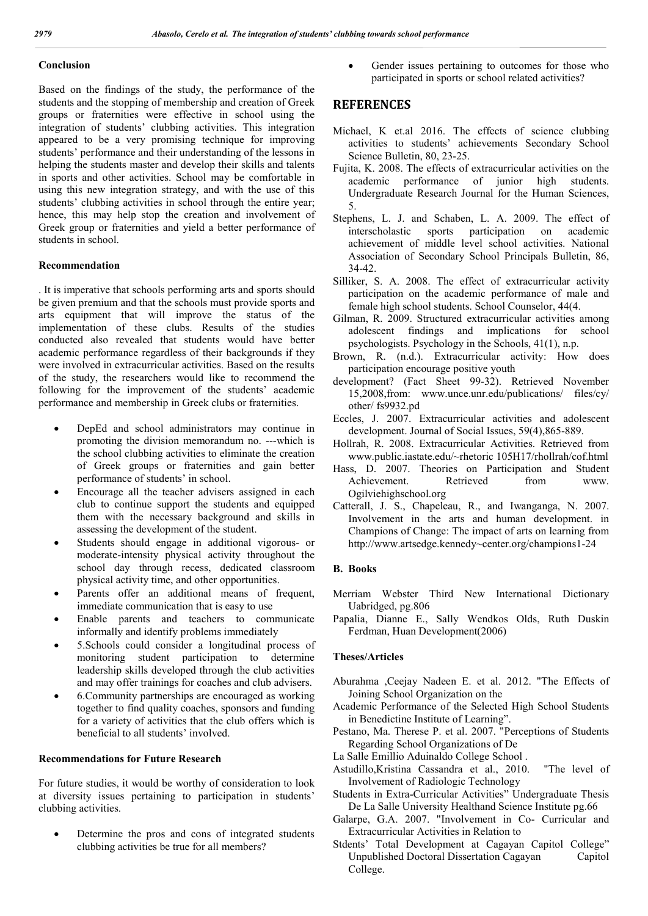## Conclusion

Based on the findings of the study, the performance of the students and the stopping of membership and creation of Greek groups or fraternities were effective in school using the integration of students' clubbing activities. This integration appeared to be a very promising technique for improving students' performance and their understanding of the lessons in helping the students master and develop their skills and talents in sports and other activities. School may be comfortable in using this new integration strategy, and with the use of this students' clubbing activities in school through the entire year; hence, this may help stop the creation and involvement of Greek group or fraternities and yield a better performance of students in school.

## Recommendation

. It is imperative that schools performing arts and sports should be given premium and that the schools must provide sports and arts equipment that will improve the status of the implementation of these clubs. Results of the studies conducted also revealed that students would have better academic performance regardless of their backgrounds if they were involved in extracurricular activities. Based on the results of the study, the researchers would like to recommend the following for the improvement of the students' academic performance and membership in Greek clubs or fraternities.

- DepEd and school administrators may continue in promoting the division memorandum no. ---which is the school clubbing activities to eliminate the creation of Greek groups or fraternities and gain better performance of students' in school.
- Encourage all the teacher advisers assigned in each club to continue support the students and equipped them with the necessary background and skills in assessing the development of the student.
- Students should engage in additional vigorous- or moderate-intensity physical activity throughout the school day through recess, dedicated classroom physical activity time, and other opportunities.
- Parents offer an additional means of frequent, immediate communication that is easy to use
- Enable parents and teachers to communicate informally and identify problems immediately
- 5.Schools could consider a longitudinal process of monitoring student participation to determine leadership skills developed through the club activities and may offer trainings for coaches and club advisers.
- 6.Community partnerships are encouraged as working together to find quality coaches, sponsors and funding for a variety of activities that the club offers which is beneficial to all students' involved.

## Recommendations for Future Research

For future studies, it would be worthy of consideration to look at diversity issues pertaining to participation in students' clubbing activities.

- Determine the pros and cons of integrated students clubbing activities be true for all members?
- Gender issues pertaining to outcomes for those who participated in sports or school related activities?

## REFERENCES

Michael, K et.al 2016. The effects of science clubbing activities to students' achievements Secondary School Science Bulletin, 80, 23-25.

Fujita, K. 2008. The effects of extracurricular activities on the academic performance of junior high students. Undergraduate Research Journal for the Human Sciences, 5.

Stephens, L. J. and Schaben, L. A. 2009. The effect of interscholastic sports participation on academic achievement of middle level school activities. National Association of Secondary School Principals Bulletin, 86, 34-42.

Silliker, S. A. 2008. The effect of extracurricular activity participation on the academic performance of male and female high school students. School Counselor, 44(4.

Gilman, R. 2009. Structured extracurricular activities among adolescent findings and implications for school psychologists. Psychology in the Schools, 41(1), n.p.

Brown, R. (n.d.). Extracurricular activity: How does participation encourage positive youth

development? (Fact Sheet 99-32). Retrieved November 15,2008,from: www.unce.unr.edu/publications/ files/cy/ other/ fs9932.pd

Eccles, J. 2007. Extracurricular activities and adolescent development. Journal of Social Issues, 59(4),865-889.

Hollrah, R. 2008. Extracurricular Activities. Retrieved from www.public.iastate.edu/~rhetoric 105H17/rhollrah/cof.html

Hass, D. 2007. Theories on Participation and Student Achievement. Retrieved from www. Ogilviehighschool.org

Catterall, J. S., Chapeleau, R., and Iwanganga, N. 2007. Involvement in the arts and human development. in Champions of Change: The impact of arts on learning from http://www.artsedge.kennedy~center.org/champions1-24

### B. Books

Merriam Webster Third New International Dictionary Uabridged, pg.806

Papalia, Dianne E., Sally Wendkos Olds, Ruth Duskin Ferdman, Huan Development(2006)

### Theses/Articles

Aburahma ,Ceejay Nadeen E. et al. 2012. "The Effects of Joining School Organization on the

Academic Performance of the Selected High School Students in Benedictine Institute of Learning".

Pestano, Ma. Therese P. et al. 2007. "Perceptions of Students Regarding School Organizations of De

La Salle Emillio Aduinaldo College School .

Astudillo,Kristina Cassandra et al., 2010. "The level of Involvement of Radiologic Technology

Students in Extra-Curricular Activities" Undergraduate Thesis De La Salle University Healthand Science Institute pg.66

Galarpe, G.A. 2007. "Involvement in Co- Curricular and Extracurricular Activities in Relation to

Stdents' Total Development at Cagayan Capitol College" Unpublished Doctoral Dissertation Cagayan Capitol College.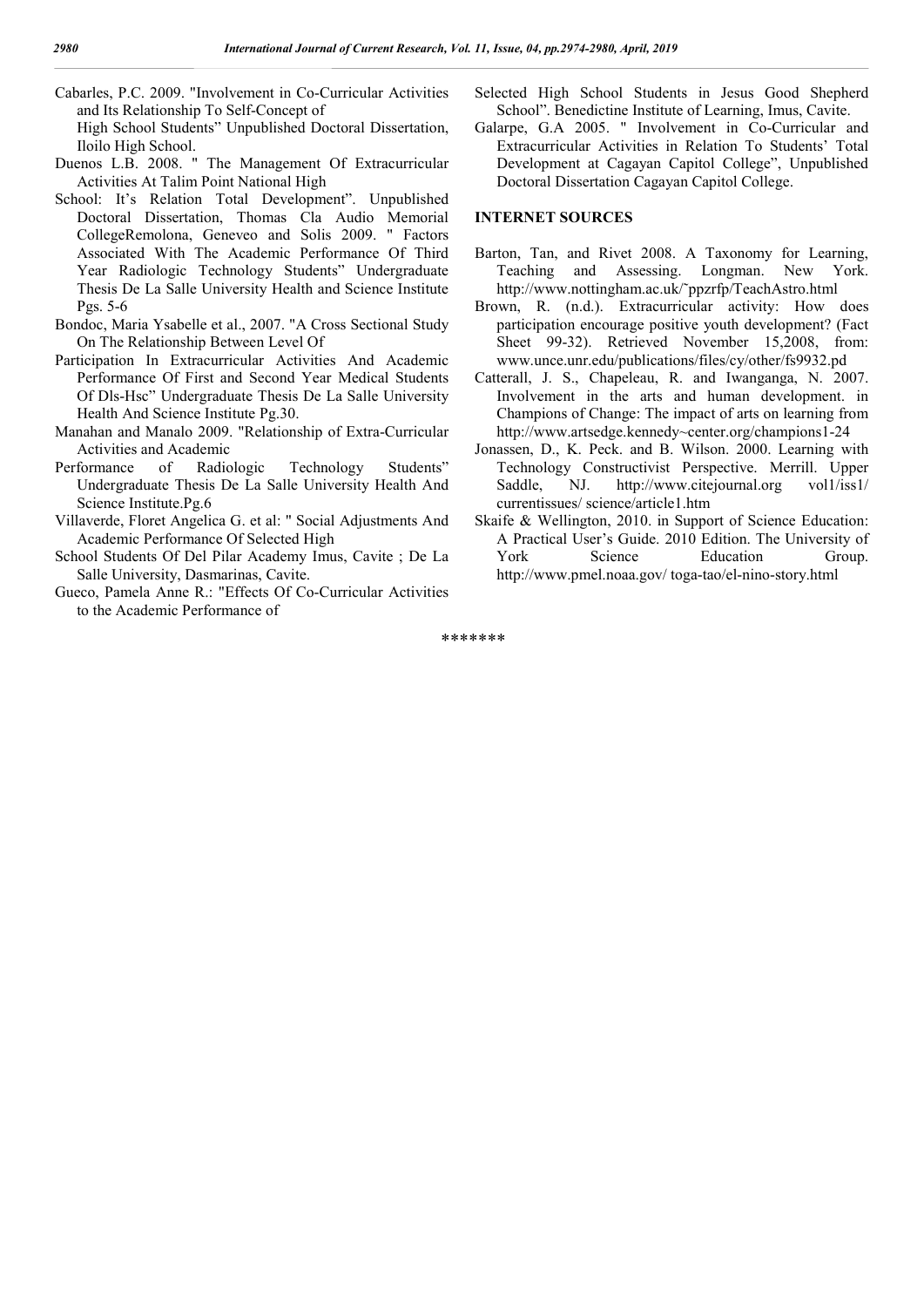Cabarles, P.C. 2009. "Involvement in Co-Curricular Activities and Its Relationship To Self-Concept of
High School Students" Unpublished Doctoral Dissertation, Iloilo High School.

Duenos L.B. 2008. " The Management Of Extracurricular Activities At Talim Point National High

School: It's Relation Total Development". Unpublished Doctoral Dissertation, Thomas Cla Audio Memorial CollegeRemolona, Geneveo and Solis 2009. " Factors Associated With The Academic Performance Of Third Year Radiologic Technology Students" Undergraduate Thesis De La Salle University Health and Science Institute Pgs. 5-6

Bondoc, Maria Ysabelle et al., 2007. "A Cross Sectional Study On The Relationship Between Level Of

Participation In Extracurricular Activities And Academic Performance Of First and Second Year Medical Students Of Dls-Hsc" Undergraduate Thesis De La Salle University Health And Science Institute Pg.30.

Manahan and Manalo 2009. "Relationship of Extra-Curricular Activities and Academic

Performance of Radiologic Technology Students" Undergraduate Thesis De La Salle University Health And Science Institute.Pg.6

Villaverde, Floret Angelica G. et al: " Social Adjustments And Academic Performance Of Selected High

School Students Of Del Pilar Academy Imus, Cavite ; De La Salle University, Dasmarinas, Cavite.

Gueco, Pamela Anne R.: "Effects Of Co-Curricular Activities to the Academic Performance of

Selected High School Students in Jesus Good Shepherd School". Benedictine Institute of Learning, Imus, Cavite.

Galarpe, G.A 2005. " Involvement in Co-Curricular and Extracurricular Activities in Relation To Students' Total Development at Cagayan Capitol College", Unpublished Doctoral Dissertation Cagayan Capitol College.

## INTERNET SOURCES

Barton, Tan, and Rivet 2008. A Taxonomy for Learning, Teaching and Assessing. Longman. New York. http://www.nottingham.ac.uk/˜ppzrfp/TeachAstro.html

Brown, R. (n.d.). Extracurricular activity: How does participation encourage positive youth development? (Fact Sheet 99-32). Retrieved November 15,2008, from: www.unce.unr.edu/publications/files/cy/other/fs9932.pd

Catterall, J. S., Chapeleau, R. and Iwanganga, N. 2007. Involvement in the arts and human development. in Champions of Change: The impact of arts on learning from http://www.artsedge.kennedy~center.org/champions1-24

Jonassen, D., K. Peck. and B. Wilson. 2000. Learning with Technology Constructivist Perspective. Merrill. Upper Saddle, NJ. http://www.citejournal.org vol1/iss1/ currentissues/ science/article1.htm

Skaife & Wellington, 2010. in Support of Science Education: A Practical User's Guide. 2010 Edition. The University of York Science Education Group. http://www.pmel.noaa.gov/ toga-tao/el-nino-story.html

*******